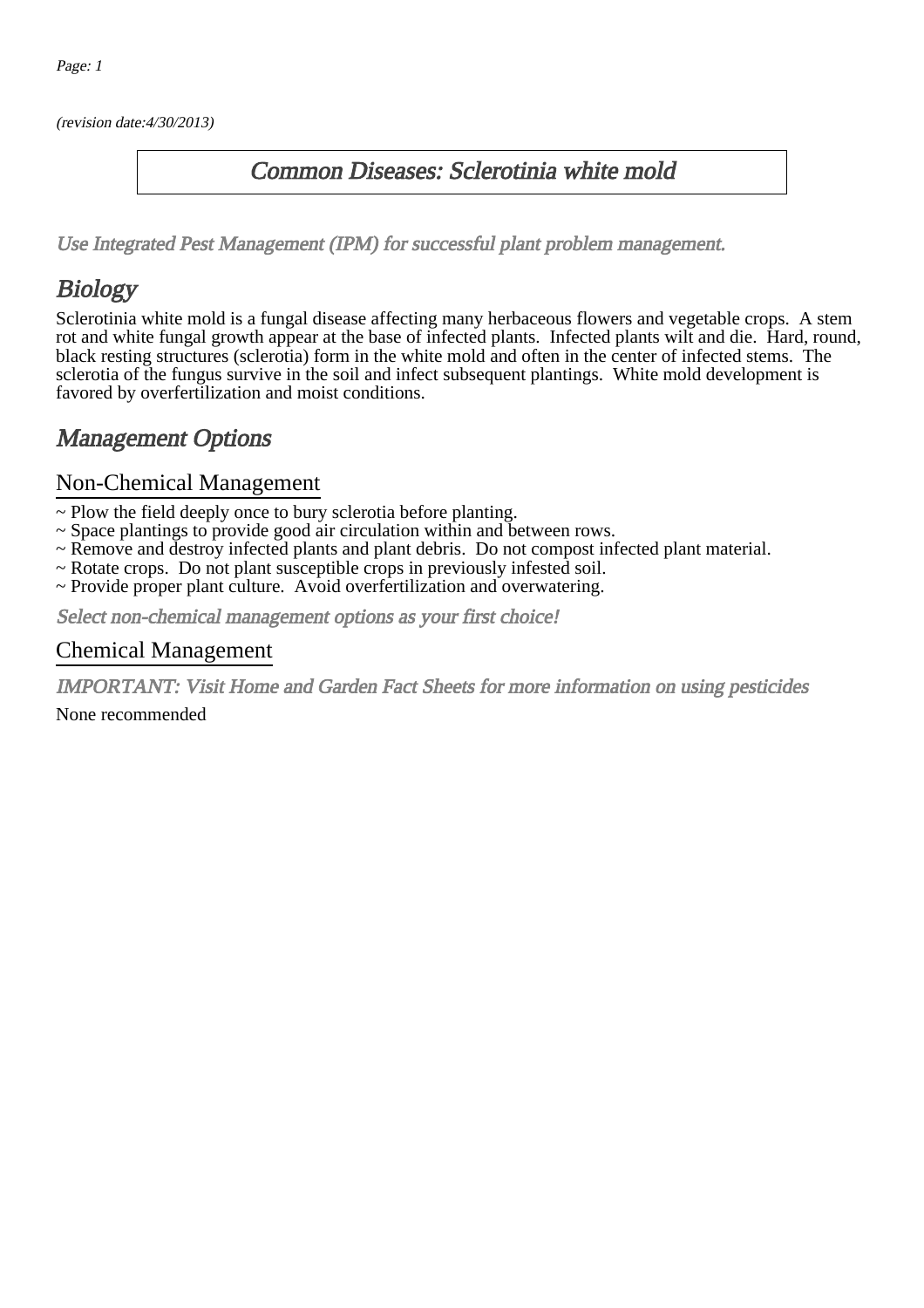*(revision date:4/30/2013)*

# Common Diseases: Sclerotinia white mold

*Use Integrated Pest Management (IPM) for successful plant problem management.*

## Biology

Sclerotinia white mold is a fungal disease affecting many herbaceous flowers and vegetable crops. A stem rot and white fungal growth appear at the base of infected plants. Infected plants wilt and die. Hard, round, black resting structures (sclerotia) form in the white mold and often in the center of infected stems. The sclerotia of the fungus survive in the soil and infect subsequent plantings. White mold development is favored by overfertilization and moist conditions.

## Management Options

### Non-Chemical Management

~ Plow the field deeply once to bury sclerotia before planting.
~ Space plantings to provide good air circulation within and between rows.
~ Remove and destroy infected plants and plant debris. Do not compost infected plant material.
~ Rotate crops. Do not plant susceptible crops in previously infested soil.
~ Provide proper plant culture. Avoid overfertilization and overwatering.

*Select non-chemical management options as your first choice!*

### Chemical Management

*IMPORTANT: Visit Home and Garden Fact Sheets for more information on using pesticides*

None recommended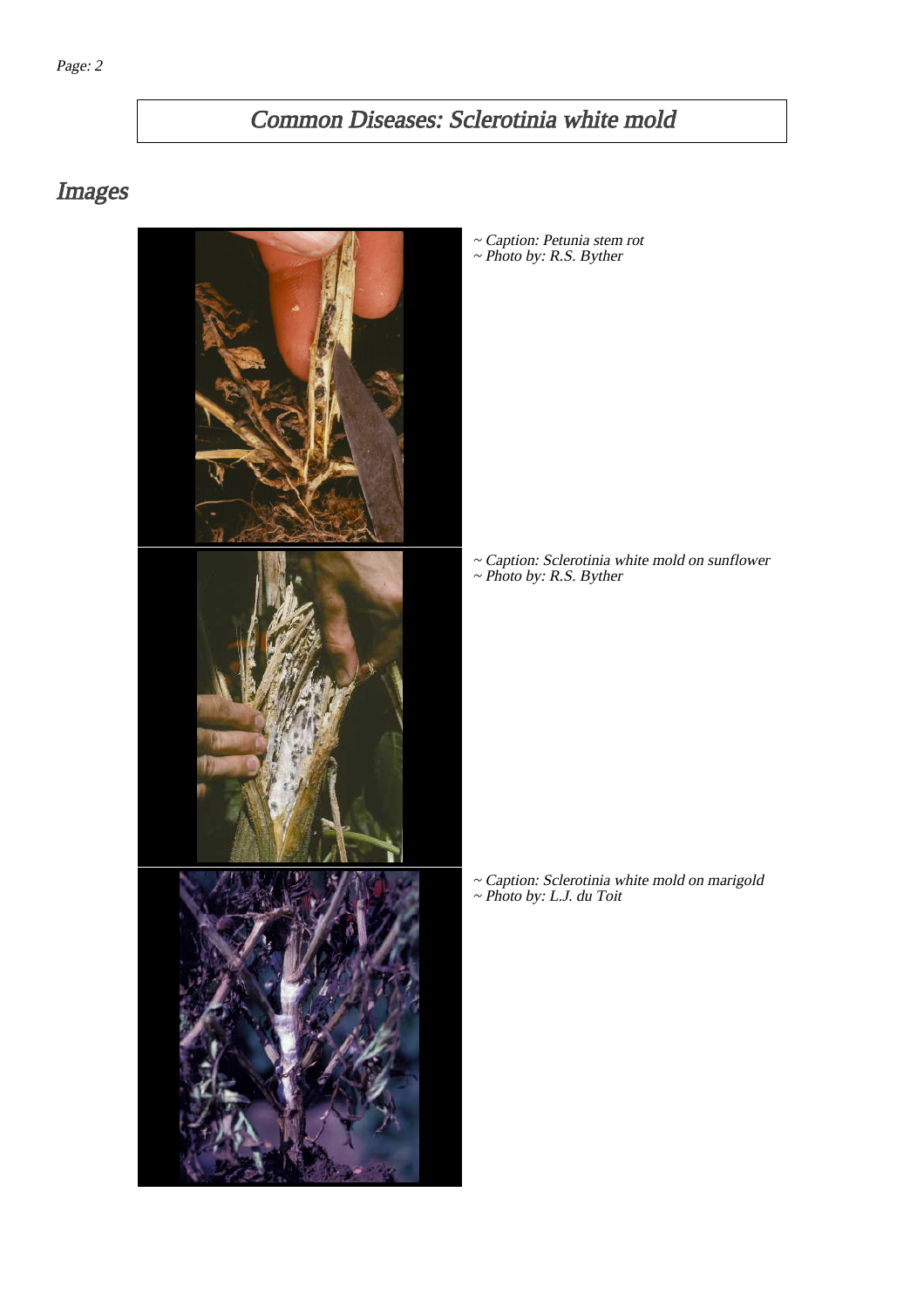# Common Diseases: Sclerotinia white mold

## Images

~ Caption: Petunia stem rot
~ Photo by: R.S. Byther

~ Caption: Sclerotinia white mold on sunflower
~ Photo by: R.S. Byther

~ Caption: Sclerotinia white mold on marigold
~ Photo by: L.J. du Toit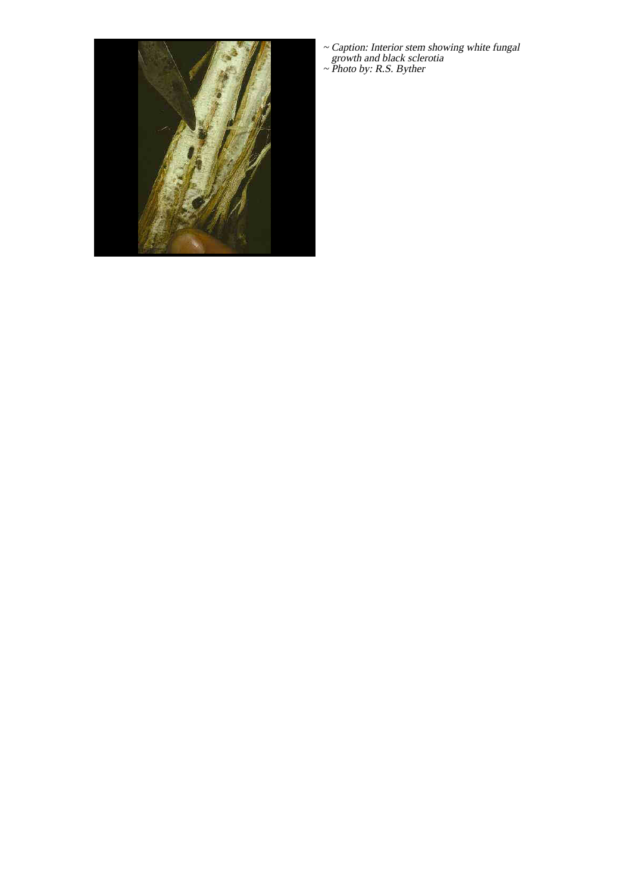~ *Caption: Interior stem showing white fungal growth and black sclerotia*
~ *Photo by: R.S. Byther*